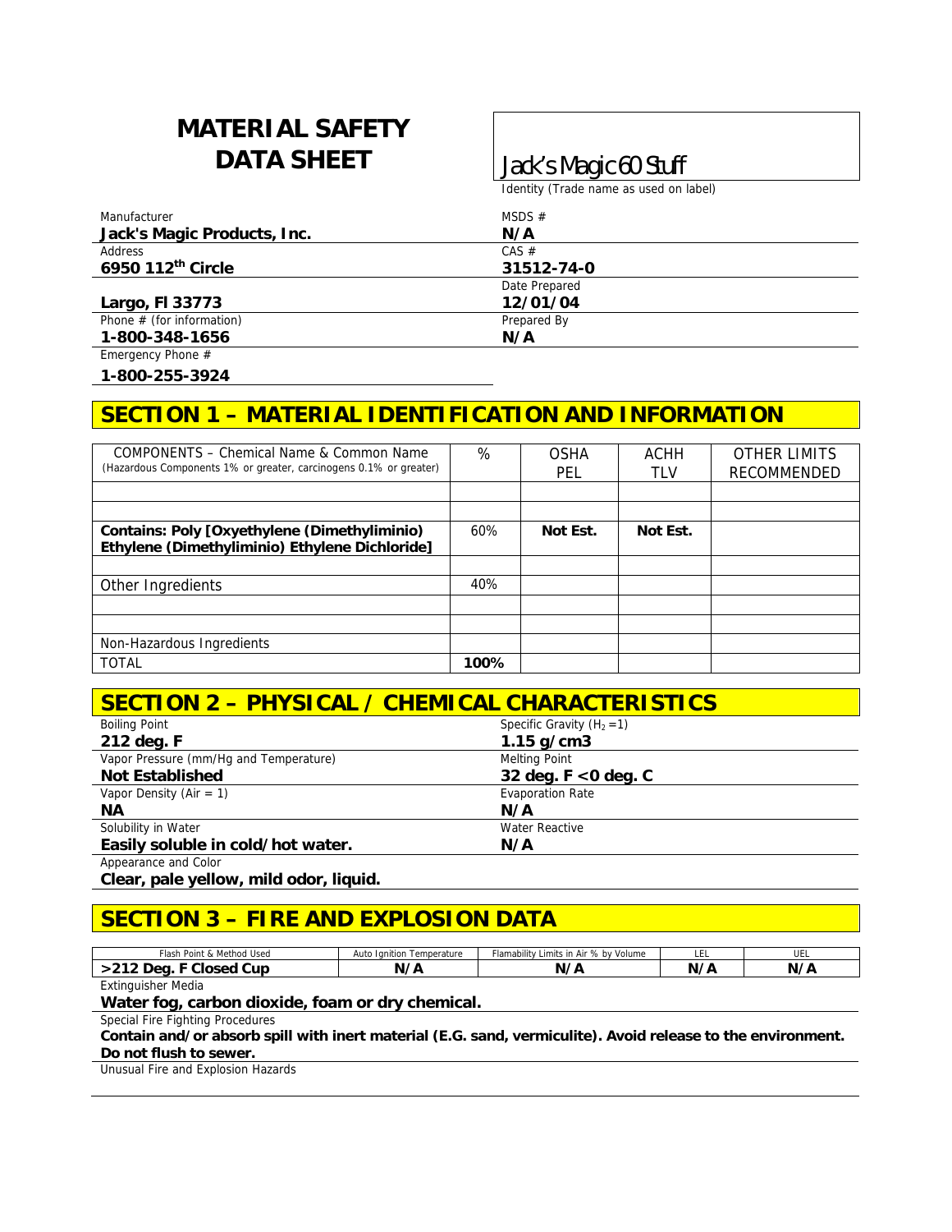# MATERIAL SAFETY DATA SHEET

**Jack's Magic 60 Stuff**

Identity (Trade name as used on label)

| Manufacturer | MSDS # |
|---|---|
| **Jack's Magic Products, Inc.** | **N/A** |
| Address | CAS # |
| **6950 112th Circle** | **31512-74-0** |
| | Date Prepared |
| **Largo, Fl 33773** | **12/01/04** |
| Phone # (for information) | Prepared By |
| **1-800-348-1656** | **N/A** |
| Emergency Phone # | |
| **1-800-255-3924** | |

## SECTION 1 – MATERIAL IDENTIFICATION AND INFORMATION

| COMPONENTS – Chemical Name & Common Name (Hazardous Components 1% or greater, carcinogens 0.1% or greater) | % | OSHA PEL | ACHH TLV | OTHER LIMITS RECOMMENDED |
|---|---|---|---|---|
| | | | | |
| | | | | |
| **Contains: Poly [Oxyethylene (Dimethyliminio) Ethylene (Dimethyliminio) Ethylene Dichloride]** | 60% | **Not Est.** | **Not Est.** | |
| | | | | |
| Other Ingredients | 40% | | | |
| | | | | |
| | | | | |
| Non-Hazardous Ingredients | | | | |
| TOTAL | **100%** | | | |

## SECTION 2 – PHYSICAL / CHEMICAL CHARACTERISTICS

| Boiling Point | Specific Gravity ($H_2$ =1) |
|---|---|
| **212 deg. F** | **1.15 g/cm3** |
| Vapor Pressure (mm/Hg and Temperature) | Melting Point |
| **Not Established** | **32 deg. F <0 deg. C** |
| Vapor Density (Air = 1) | Evaporation Rate |
| **NA** | **N/A** |
| Solubility in Water | Water Reactive |
| **Easily soluble in cold/hot water.** | **N/A** |

Appearance and Color

**Clear, pale yellow, mild odor, liquid.**

## SECTION 3 – FIRE AND EXPLOSION DATA

| Flash Point & Method Used | Auto Ignition Temperature | Flamability Limits in Air % by Volume | LEL | UEL |
|---|---|---|---|---|
| **>212 Deg. F Closed Cup** | **N/A** | **N/A** | **N/A** | **N/A** |

Extinguisher Media

**Water fog, carbon dioxide, foam or dry chemical.**

Special Fire Fighting Procedures

**Contain and/or absorb spill with inert material (E.G. sand, vermiculite). Avoid release to the environment. Do not flush to sewer.**

Unusual Fire and Explosion Hazards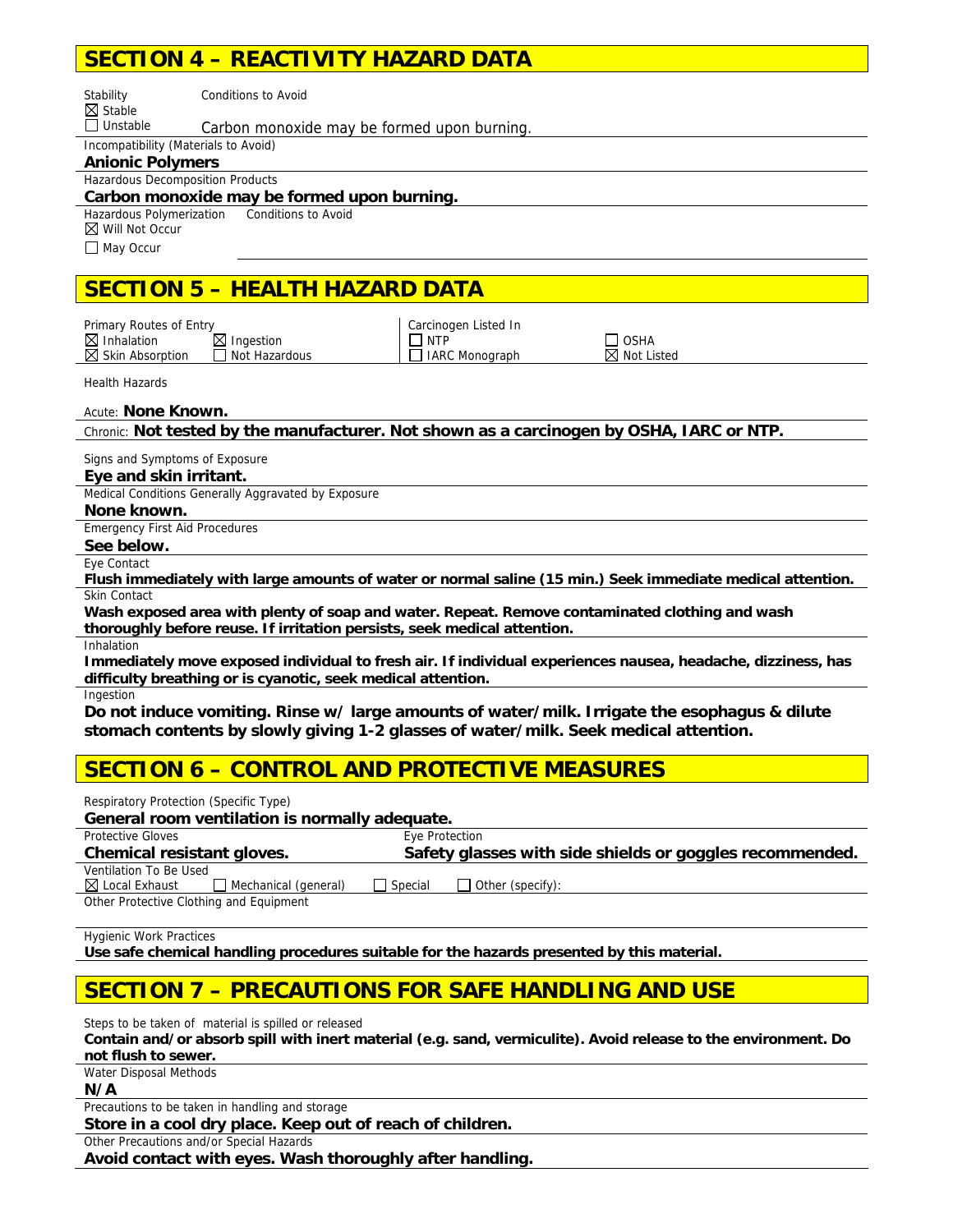## SECTION 4 – REACTIVITY HAZARD DATA

Stability

☒ Stable

☐ Unstable

Conditions to Avoid

Carbon monoxide may be formed upon burning.

Incompatibility (Materials to Avoid)

**Anionic Polymers**

Hazardous Decomposition Products

**Carbon monoxide may be formed upon burning.**

Hazardous Polymerization

☒ Will Not Occur

☐ May Occur

Conditions to Avoid

## SECTION 5 – HEALTH HAZARD DATA

Primary Routes of Entry

☒ Inhalation ☒ Ingestion

☒ Skin Absorption ☐ Not Hazardous

Carcinogen Listed In

☐ NTP ☐ OSHA

☐ IARC Monograph ☒ Not Listed

Health Hazards

Acute: **None Known.**

Chronic: **Not tested by the manufacturer. Not shown as a carcinogen by OSHA, IARC or NTP.**

Signs and Symptoms of Exposure

**Eye and skin irritant.**

Medical Conditions Generally Aggravated by Exposure

**None known.**

Emergency First Aid Procedures

**See below.**

Eye Contact

**Flush immediately with large amounts of water or normal saline (15 min.) Seek immediate medical attention.**

Skin Contact

**Wash exposed area with plenty of soap and water. Repeat. Remove contaminated clothing and wash thoroughly before reuse. If irritation persists, seek medical attention.**

Inhalation

**Immediately move exposed individual to fresh air. If individual experiences nausea, headache, dizziness, has difficulty breathing or is cyanotic, seek medical attention.**

Ingestion

**Do not induce vomiting. Rinse w/ large amounts of water/milk. Irrigate the esophagus & dilute stomach contents by slowly giving 1-2 glasses of water/milk. Seek medical attention.**

## SECTION 6 – CONTROL AND PROTECTIVE MEASURES

Respiratory Protection (Specific Type)

**General room ventilation is normally adequate.**

Protective Gloves

**Chemical resistant gloves.**

Eye Protection

**Safety glasses with side shields or goggles recommended.**

Ventilation To Be Used

☒ Local Exhaust ☐ Mechanical (general) ☐ Special ☐ Other (specify):

Other Protective Clothing and Equipment

Hygienic Work Practices

**Use safe chemical handling procedures suitable for the hazards presented by this material.**

## SECTION 7 – PRECAUTIONS FOR SAFE HANDLING AND USE

Steps to be taken of material is spilled or released

**Contain and/or absorb spill with inert material (e.g. sand, vermiculite). Avoid release to the environment. Do not flush to sewer.**

Water Disposal Methods

**N/A**

Precautions to be taken in handling and storage

**Store in a cool dry place. Keep out of reach of children.**

Other Precautions and/or Special Hazards

**Avoid contact with eyes. Wash thoroughly after handling.**